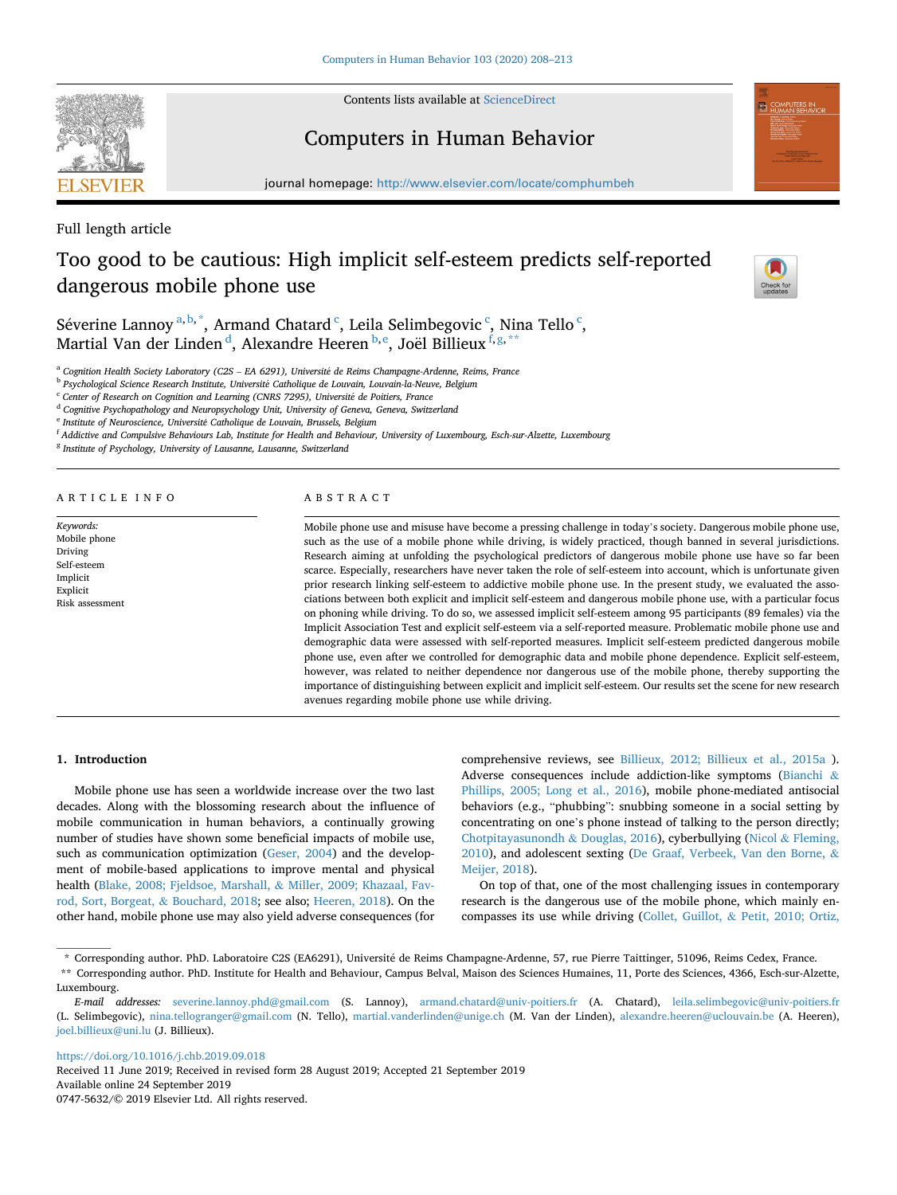Full length article

# Too good to be cautious: High implicit self-esteem predicts self-reported dangerous mobile phone use

Séverine Lannoy[a,b,*], Armand Chatard[c], Leila Selimbegovic[c], Nina Tello[c], Martial Van der Linden[d], Alexandre Heeren[b,e], Joël Billieux[f,g,**]

[a] Cognition Health Society Laboratory (C2S – EA 6291), Université de Reims Champagne-Ardenne, Reims, France
[b] Psychological Science Research Institute, Université Catholique de Louvain, Louvain-la-Neuve, Belgium
[c] Center of Research on Cognition and Learning (CNRS 7295), Université de Poitiers, France
[d] Cognitive Psychopathology and Neuropsychology Unit, University of Geneva, Geneva, Switzerland
[e] Institute of Neuroscience, Université Catholique de Louvain, Brussels, Belgium
[f] Addictive and Compulsive Behaviours Lab, Institute for Health and Behaviour, University of Luxembourg, Esch-sur-Alzette, Luxembourg
[g] Institute of Psychology, University of Lausanne, Lausanne, Switzerland

## ARTICLE INFO

*Keywords:*
Mobile phone
Driving
Self-esteem
Implicit
Explicit
Risk assessment

## ABSTRACT

Mobile phone use and misuse have become a pressing challenge in today's society. Dangerous mobile phone use, such as the use of a mobile phone while driving, is widely practiced, though banned in several jurisdictions. Research aiming at unfolding the psychological predictors of dangerous mobile phone use have so far been scarce. Especially, researchers have never taken the role of self-esteem into account, which is unfortunate given prior research linking self-esteem to addictive mobile phone use. In the present study, we evaluated the associations between both explicit and implicit self-esteem and dangerous mobile phone use, with a particular focus on phoning while driving. To do so, we assessed implicit self-esteem among 95 participants (89 females) via the Implicit Association Test and explicit self-esteem via a self-reported measure. Problematic mobile phone use and demographic data were assessed with self-reported measures. Implicit self-esteem predicted dangerous mobile phone use, even after we controlled for demographic data and mobile phone dependence. Explicit self-esteem, however, was related to neither dependence nor dangerous use of the mobile phone, thereby supporting the importance of distinguishing between explicit and implicit self-esteem. Our results set the scene for new research avenues regarding mobile phone use while driving.

## 1. Introduction

Mobile phone use has seen a worldwide increase over the two last decades. Along with the blossoming research about the influence of mobile communication in human behaviors, a continually growing number of studies have shown some beneficial impacts of mobile use, such as communication optimization (Geser, 2004) and the development of mobile-based applications to improve mental and physical health (Blake, 2008; Fjeldsoe, Marshall, & Miller, 2009; Khazaal, Favrod, Sort, Borgeat, & Bouchard, 2018; see also; Heeren, 2018). On the other hand, mobile phone use may also yield adverse consequences (for comprehensive reviews, see Billieux, 2012; Billieux et al., 2015a ). Adverse consequences include addiction-like symptoms (Bianchi & Phillips, 2005; Long et al., 2016), mobile phone-mediated antisocial behaviors (e.g., "phubbing": snubbing someone in a social setting by concentrating on one's phone instead of talking to the person directly; Chotpitayasunondh & Douglas, 2016), cyberbullying (Nicol & Fleming, 2010), and adolescent sexting (De Graaf, Verbeek, Van den Borne, & Meijer, 2018).

On top of that, one of the most challenging issues in contemporary research is the dangerous use of the mobile phone, which mainly encompasses its use while driving (Collet, Guillot, & Petit, 2010; Ortiz,

---

* Corresponding author. PhD. Laboratoire C2S (EA6291), Université de Reims Champagne-Ardenne, 57, rue Pierre Taittinger, 51096, Reims Cedex, France.
** Corresponding author. PhD. Institute for Health and Behaviour, Campus Belval, Maison des Sciences Humaines, 11, Porte des Sciences, 4366, Esch-sur-Alzette, Luxembourg.

*E-mail addresses:* severine.lannoy.phd@gmail.com (S. Lannoy), armand.chatard@univ-poitiers.fr (A. Chatard), leila.selimbegovic@univ-poitiers.fr (L. Selimbegovic), nina.tellogranger@gmail.com (N. Tello), martial.vanderlinden@unige.ch (M. Van der Linden), alexandre.heeren@uclouvain.be (A. Heeren), joel.billieux@uni.lu (J. Billieux).

https://doi.org/10.1016/j.chb.2019.09.018
Received 11 June 2019; Received in revised form 28 August 2019; Accepted 21 September 2019
Available online 24 September 2019
0747-5632/© 2019 Elsevier Ltd. All rights reserved.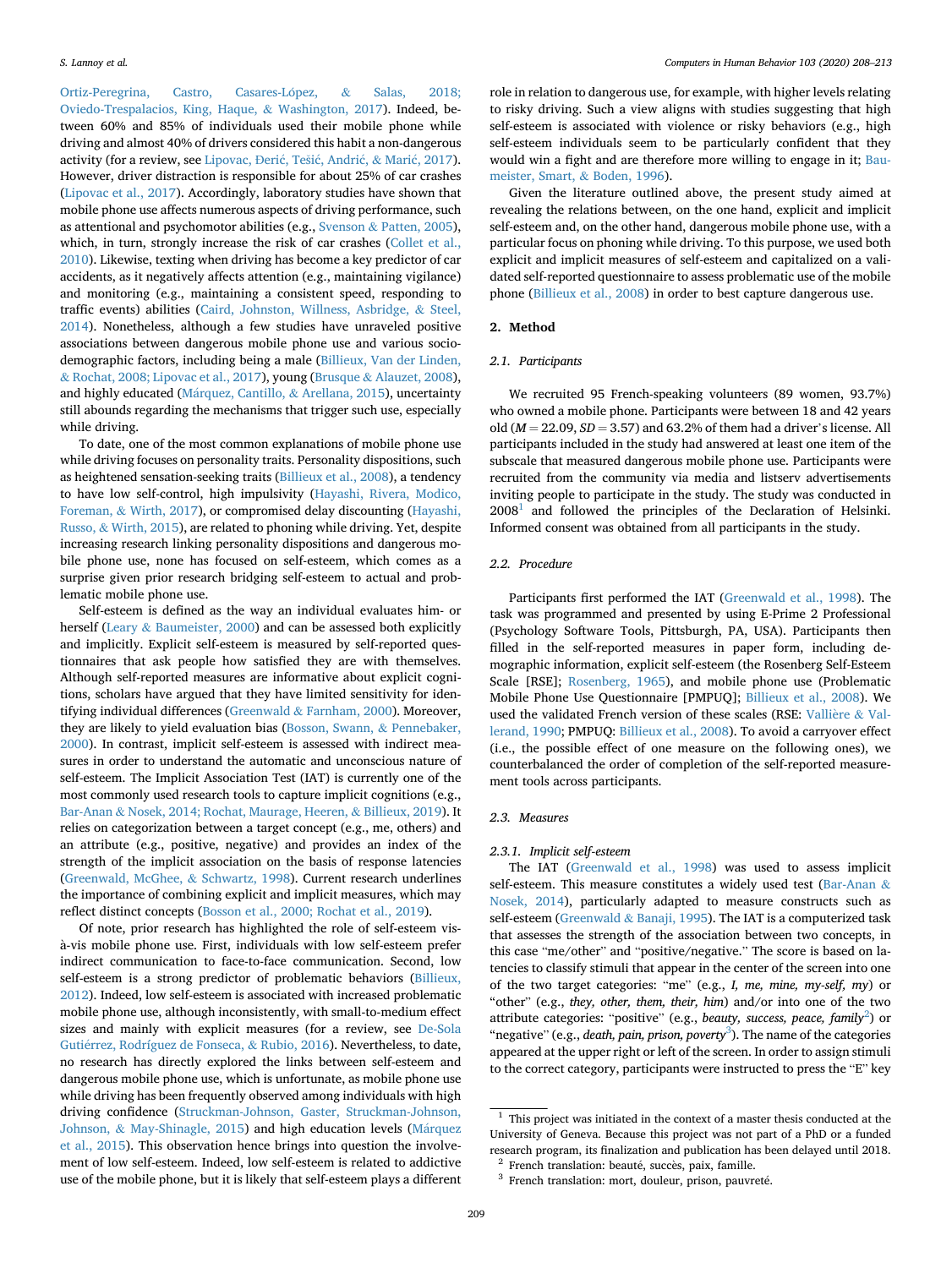Ortiz-Peregrina, Castro, Casares-López, & Salas, 2018; Oviedo-Trespalacios, King, Haque, & Washington, 2017). Indeed, between 60% and 85% of individuals used their mobile phone while driving and almost 40% of drivers considered this habit a non-dangerous activity (for a review, see Lipovac, Đerić, Tešić, Andrić, & Marić, 2017). However, driver distraction is responsible for about 25% of car crashes (Lipovac et al., 2017). Accordingly, laboratory studies have shown that mobile phone use affects numerous aspects of driving performance, such as attentional and psychomotor abilities (e.g., Svenson & Patten, 2005), which, in turn, strongly increase the risk of car crashes (Collet et al., 2010). Likewise, texting when driving has become a key predictor of car accidents, as it negatively affects attention (e.g., maintaining vigilance) and monitoring (e.g., maintaining a consistent speed, responding to traffic events) abilities (Caird, Johnston, Willness, Asbridge, & Steel, 2014). Nonetheless, although a few studies have unraveled positive associations between dangerous mobile phone use and various sociodemographic factors, including being a male (Billieux, Van der Linden, & Rochat, 2008; Lipovac et al., 2017), young (Brusque & Alauzet, 2008), and highly educated (Márquez, Cantillo, & Arellana, 2015), uncertainty still abounds regarding the mechanisms that trigger such use, especially while driving.

To date, one of the most common explanations of mobile phone use while driving focuses on personality traits. Personality dispositions, such as heightened sensation-seeking traits (Billieux et al., 2008), a tendency to have low self-control, high impulsivity (Hayashi, Rivera, Modico, Foreman, & Wirth, 2017), or compromised delay discounting (Hayashi, Russo, & Wirth, 2015), are related to phoning while driving. Yet, despite increasing research linking personality dispositions and dangerous mobile phone use, none has focused on self-esteem, which comes as a surprise given prior research bridging self-esteem to actual and problematic mobile phone use.

Self-esteem is defined as the way an individual evaluates him- or herself (Leary & Baumeister, 2000) and can be assessed both explicitly and implicitly. Explicit self-esteem is measured by self-reported questionnaires that ask people how satisfied they are with themselves. Although self-reported measures are informative about explicit cognitions, scholars have argued that they have limited sensitivity for identifying individual differences (Greenwald & Farnham, 2000). Moreover, they are likely to yield evaluation bias (Bosson, Swann, & Pennebaker, 2000). In contrast, implicit self-esteem is assessed with indirect measures in order to understand the automatic and unconscious nature of self-esteem. The Implicit Association Test (IAT) is currently one of the most commonly used research tools to capture implicit cognitions (e.g., Bar-Anan & Nosek, 2014; Rochat, Maurage, Heeren, & Billieux, 2019). It relies on categorization between a target concept (e.g., me, others) and an attribute (e.g., positive, negative) and provides an index of the strength of the implicit association on the basis of response latencies (Greenwald, McGhee, & Schwartz, 1998). Current research underlines the importance of combining explicit and implicit measures, which may reflect distinct concepts (Bosson et al., 2000; Rochat et al., 2019).

Of note, prior research has highlighted the role of self-esteem vis-à-vis mobile phone use. First, individuals with low self-esteem prefer indirect communication to face-to-face communication. Second, low self-esteem is a strong predictor of problematic behaviors (Billieux, 2012). Indeed, low self-esteem is associated with increased problematic mobile phone use, although inconsistently, with small-to-medium effect sizes and mainly with explicit measures (for a review, see De-Sola Gutiérrez, Rodríguez de Fonseca, & Rubio, 2016). Nevertheless, to date, no research has directly explored the links between self-esteem and dangerous mobile phone use, which is unfortunate, as mobile phone use while driving has been frequently observed among individuals with high driving confidence (Struckman-Johnson, Gaster, Struckman-Johnson, Johnson, & May-Shinagle, 2015) and high education levels (Márquez et al., 2015). This observation hence brings into question the involvement of low self-esteem. Indeed, low self-esteem is related to addictive use of the mobile phone, but it is likely that self-esteem plays a different role in relation to dangerous use, for example, with higher levels relating to risky driving. Such a view aligns with studies suggesting that high self-esteem is associated with violence or risky behaviors (e.g., high self-esteem individuals seem to be particularly confident that they would win a fight and are therefore more willing to engage in it; Baumeister, Smart, & Boden, 1996).

Given the literature outlined above, the present study aimed at revealing the relations between, on the one hand, explicit and implicit self-esteem and, on the other hand, dangerous mobile phone use, with a particular focus on phoning while driving. To this purpose, we used both explicit and implicit measures of self-esteem and capitalized on a validated self-reported questionnaire to assess problematic use of the mobile phone (Billieux et al., 2008) in order to best capture dangerous use.

## 2. Method

### 2.1. Participants

We recruited 95 French-speaking volunteers (89 women, 93.7%) who owned a mobile phone. Participants were between 18 and 42 years old ($M = 22.09$, $SD = 3.57$) and 63.2% of them had a driver's license. All participants included in the study had answered at least one item of the subscale that measured dangerous mobile phone use. Participants were recruited from the community via media and listserv advertisements inviting people to participate in the study. The study was conducted in 2008[1] and followed the principles of the Declaration of Helsinki. Informed consent was obtained from all participants in the study.

### 2.2. Procedure

Participants first performed the IAT (Greenwald et al., 1998). The task was programmed and presented by using E-Prime 2 Professional (Psychology Software Tools, Pittsburgh, PA, USA). Participants then filled in the self-reported measures in paper form, including demographic information, explicit self-esteem (the Rosenberg Self-Esteem Scale [RSE]; Rosenberg, 1965), and mobile phone use (Problematic Mobile Phone Use Questionnaire [PMPUQ]; Billieux et al., 2008). We used the validated French version of these scales (RSE: Vallière & Vallerand, 1990; PMPUQ: Billieux et al., 2008). To avoid a carryover effect (i.e., the possible effect of one measure on the following ones), we counterbalanced the order of completion of the self-reported measurement tools across participants.

### 2.3. Measures

#### 2.3.1. Implicit self-esteem

The IAT (Greenwald et al., 1998) was used to assess implicit self-esteem. This measure constitutes a widely used test (Bar-Anan & Nosek, 2014), particularly adapted to measure constructs such as self-esteem (Greenwald & Banaji, 1995). The IAT is a computerized task that assesses the strength of the association between two concepts, in this case "me/other" and "positive/negative." The score is based on latencies to classify stimuli that appear in the center of the screen into one of the two target categories: "me" (e.g., *I, me, mine, my-self, my*) or "other" (e.g., *they, other, them, their, him*) and/or into one of the two attribute categories: "positive" (e.g., *beauty, success, peace, family*[2]) or "negative" (e.g., *death, pain, prison, poverty*[3]). The name of the categories appeared at the upper right or left of the screen. In order to assign stimuli to the correct category, participants were instructed to press the "E" key

[1] This project was initiated in the context of a master thesis conducted at the University of Geneva. Because this project was not part of a PhD or a funded research program, its finalization and publication has been delayed until 2018.

[2] French translation: beauté, succès, paix, famille.

[3] French translation: mort, douleur, prison, pauvreté.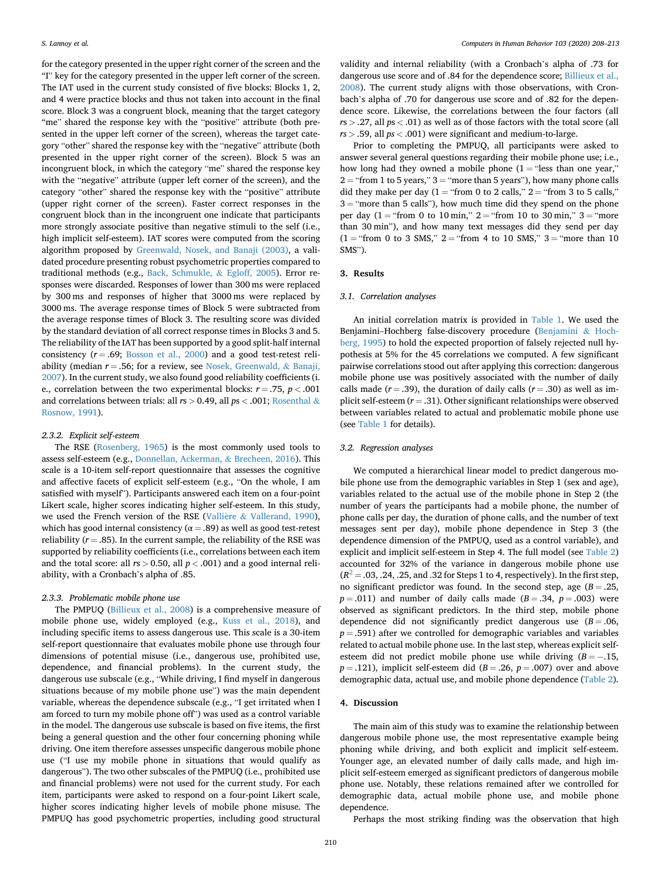for the category presented in the upper right corner of the screen and the "I" key for the category presented in the upper left corner of the screen. The IAT used in the current study consisted of five blocks: Blocks 1, 2, and 4 were practice blocks and thus not taken into account in the final score. Block 3 was a congruent block, meaning that the target category "me" shared the response key with the "positive" attribute (both presented in the upper left corner of the screen), whereas the target category "other" shared the response key with the "negative" attribute (both presented in the upper right corner of the screen). Block 5 was an incongruent block, in which the category "me" shared the response key with the "negative" attribute (upper left corner of the screen), and the category "other" shared the response key with the "positive" attribute (upper right corner of the screen). Faster correct responses in the congruent block than in the incongruent one indicate that participants more strongly associate positive than negative stimuli to the self (i.e., high implicit self-esteem). IAT scores were computed from the scoring algorithm proposed by Greenwald, Nosek, and Banaji (2003), a validated procedure presenting robust psychometric properties compared to traditional methods (e.g., Back, Schmukle, & Egloff, 2005). Error responses were discarded. Responses of lower than 300 ms were replaced by 300 ms and responses of higher that 3000 ms were replaced by 3000 ms. The average response times of Block 5 were subtracted from the average response times of Block 3. The resulting score was divided by the standard deviation of all correct response times in Blocks 3 and 5. The reliability of the IAT has been supported by a good split-half internal consistency ($r = .69$; Bosson et al., 2000) and a good test-retest reliability (median $r = .56$; for a review, see Nosek, Greenwald, & Banaji, 2007). In the current study, we also found good reliability coefficients (i.e., correlation between the two experimental blocks: $r = .75$, $p < .001$ and correlations between trials: all $rs > 0.49$, all $ps < .001$; Rosenthal & Rosnow, 1991).

#### 2.3.2. Explicit self-esteem

The RSE (Rosenberg, 1965) is the most commonly used tools to assess self-esteem (e.g., Donnellan, Ackerman, & Brecheen, 2016). This scale is a 10-item self-report questionnaire that assesses the cognitive and affective facets of explicit self-esteem (e.g., "On the whole, I am satisfied with myself"). Participants answered each item on a four-point Likert scale, higher scores indicating higher self-esteem. In this study, we used the French version of the RSE (Vallière & Vallerand, 1990), which has good internal consistency ($\alpha = .89$) as well as good test-retest reliability ($r = .85$). In the current sample, the reliability of the RSE was supported by reliability coefficients (i.e., correlations between each item and the total score: all $rs > 0.50$, all $p < .001$) and a good internal reliability, with a Cronbach's alpha of .85.

#### 2.3.3. Problematic mobile phone use

The PMPUQ (Billieux et al., 2008) is a comprehensive measure of mobile phone use, widely employed (e.g., Kuss et al., 2018), and including specific items to assess dangerous use. This scale is a 30-item self-report questionnaire that evaluates mobile phone use through four dimensions of potential misuse (i.e., dangerous use, prohibited use, dependence, and financial problems). In the current study, the dangerous use subscale (e.g., "While driving, I find myself in dangerous situations because of my mobile phone use") was the main dependent variable, whereas the dependence subscale (e.g., "I get irritated when I am forced to turn my mobile phone off") was used as a control variable in the model. The dangerous use subscale is based on five items, the first being a general question and the other four concerning phoning while driving. One item therefore assesses unspecific dangerous mobile phone use ("I use my mobile phone in situations that would qualify as dangerous"). The two other subscales of the PMPUQ (i.e., prohibited use and financial problems) were not used for the current study. For each item, participants were asked to respond on a four-point Likert scale, higher scores indicating higher levels of mobile phone misuse. The PMPUQ has good psychometric properties, including good structural validity and internal reliability (with a Cronbach's alpha of .73 for dangerous use score and of .84 for the dependence score; Billieux et al., 2008). The current study aligns with those observations, with Cronbach's alpha of .70 for dangerous use score and of .82 for the dependence score. Likewise, the correlations between the four factors (all $rs > .27$, all $ps < .01$) as well as of those factors with the total score (all $rs > .59$, all $ps < .001$) were significant and medium-to-large.

Prior to completing the PMPUQ, all participants were asked to answer several general questions regarding their mobile phone use; i.e., how long had they owned a mobile phone (1 = "less than one year," 2 = "from 1 to 5 years," 3 = "more than 5 years"), how many phone calls did they make per day (1 = "from 0 to 2 calls," 2 = "from 3 to 5 calls," 3 = "more than 5 calls"), how much time did they spend on the phone per day (1 = "from 0 to 10 min," 2 = "from 10 to 30 min," 3 = "more than 30 min"), and how many text messages did they send per day (1 = "from 0 to 3 SMS," 2 = "from 4 to 10 SMS," 3 = "more than 10 SMS").

## 3. Results

### 3.1. Correlation analyses

An initial correlation matrix is provided in Table 1. We used the Benjamini–Hochberg false-discovery procedure (Benjamini & Hochberg, 1995) to hold the expected proportion of falsely rejected null hypothesis at 5% for the 45 correlations we computed. A few significant pairwise correlations stood out after applying this correction: dangerous mobile phone use was positively associated with the number of daily calls made ($r = .39$), the duration of daily calls ($r = .30$) as well as implicit self-esteem ($r = .31$). Other significant relationships were observed between variables related to actual and problematic mobile phone use (see Table 1 for details).

### 3.2. Regression analyses

We computed a hierarchical linear model to predict dangerous mobile phone use from the demographic variables in Step 1 (sex and age), variables related to the actual use of the mobile phone in Step 2 (the number of years the participants had a mobile phone, the number of phone calls per day, the duration of phone calls, and the number of text messages sent per day), mobile phone dependence in Step 3 (the dependence dimension of the PMPUQ, used as a control variable), and explicit and implicit self-esteem in Step 4. The full model (see Table 2) accounted for 32% of the variance in dangerous mobile phone use ($R^2 = .03$, .24, .25, and .32 for Steps 1 to 4, respectively). In the first step, no significant predictor was found. In the second step, age ($B = .25$, $p = .011$) and number of daily calls made ($B = .34$, $p = .003$) were observed as significant predictors. In the third step, mobile phone dependence did not significantly predict dangerous use ($B = .06$, $p = .591$) after we controlled for demographic variables and variables related to actual mobile phone use. In the last step, whereas explicit self-esteem did not predict mobile phone use while driving ($B = -.15$, $p = .121$), implicit self-esteem did ($B = .26$, $p = .007$) over and above demographic data, actual use, and mobile phone dependence (Table 2).

## 4. Discussion

The main aim of this study was to examine the relationship between dangerous mobile phone use, the most representative example being phoning while driving, and both explicit and implicit self-esteem. Younger age, an elevated number of daily calls made, and high implicit self-esteem emerged as significant predictors of dangerous mobile phone use. Notably, these relations remained after we controlled for demographic data, actual mobile phone use, and mobile phone dependence.

Perhaps the most striking finding was the observation that high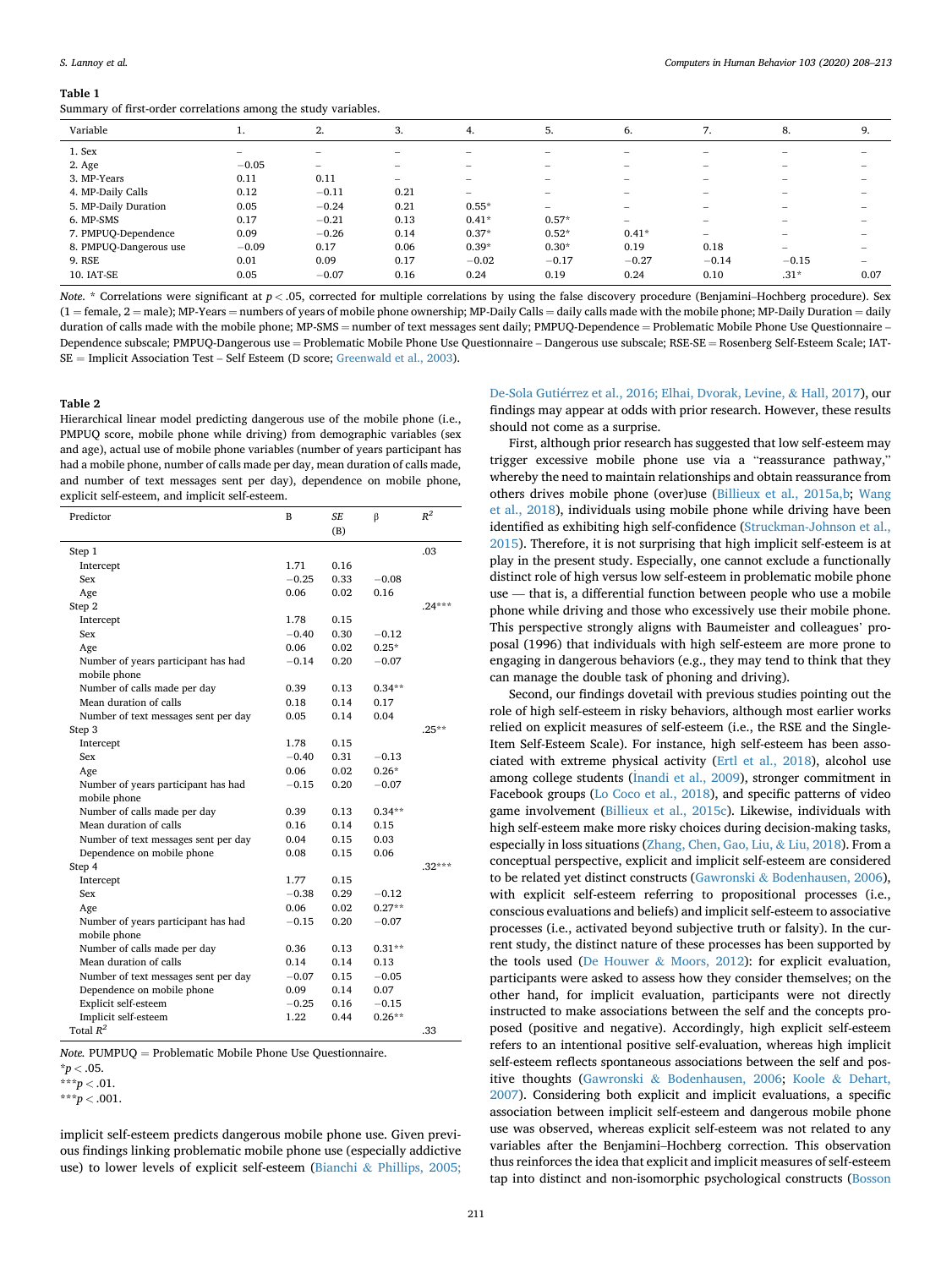**Table 1**

Summary of first-order correlations among the study variables.

| Variable | 1. | 2. | 3. | 4. | 5. | 6. | 7. | 8. | 9. |
|---|---|---|---|---|---|---|---|---|---|
| 1. Sex | – | – | – | – | – | – | – | – | – |
| 2. Age | −0.05 | – | – | – | – | – | – | – | – |
| 3. MP-Years | 0.11 | 0.11 | – | – | – | – | – | – | – |
| 4. MP-Daily Calls | 0.12 | −0.11 | 0.21 | – | – | – | – | – | – |
| 5. MP-Daily Duration | 0.05 | −0.24 | 0.21 | 0.55* | – | – | – | – | – |
| 6. MP-SMS | 0.17 | −0.21 | 0.13 | 0.41* | 0.57* | – | – | – | – |
| 7. PMPUQ-Dependence | 0.09 | −0.26 | 0.14 | 0.37* | 0.52* | 0.41* | – | – | – |
| 8. PMPUQ-Dangerous use | −0.09 | 0.17 | 0.06 | 0.39* | 0.30* | 0.19 | 0.18 | – | – |
| 9. RSE | 0.01 | 0.09 | 0.17 | −0.02 | −0.17 | −0.27 | −0.14 | −0.15 | – |
| 10. IAT-SE | 0.05 | −0.07 | 0.16 | 0.24 | 0.19 | 0.24 | 0.10 | .31* | 0.07 |

*Note.* * Correlations were significant at $p < .05$, corrected for multiple correlations by using the false discovery procedure (Benjamini–Hochberg procedure). Sex (1 = female, 2 = male); MP-Years = numbers of years of mobile phone ownership; MP-Daily Calls = daily calls made with the mobile phone; MP-Daily Duration = daily duration of calls made with the mobile phone; MP-SMS = number of text messages sent daily; PMPUQ-Dependence = Problematic Mobile Phone Use Questionnaire – Dependence subscale; PMPUQ-Dangerous use = Problematic Mobile Phone Use Questionnaire – Dangerous use subscale; RSE-SE = Rosenberg Self-Esteem Scale; IAT-SE = Implicit Association Test – Self Esteem (D score; Greenwald et al., 2003).

**Table 2**

Hierarchical linear model predicting dangerous use of the mobile phone (i.e., PMPUQ score, mobile phone while driving) from demographic variables (sex and age), actual use of mobile phone variables (number of years participant has had a mobile phone, number of calls made per day, mean duration of calls made, and number of text messages sent per day), dependence on mobile phone, explicit self-esteem, and implicit self-esteem.

| Predictor | B | SE (B) | β | $R^2$ |
|---|---|---|---|---|
| Step 1 | | | | .03 |
| Intercept | 1.71 | 0.16 | | |
| Sex | −0.25 | 0.33 | −0.08 | |
| Age | 0.06 | 0.02 | 0.16 | |
| Step 2 | | | | .24*** |
| Intercept | 1.78 | 0.15 | | |
| Sex | −0.40 | 0.30 | −0.12 | |
| Age | 0.06 | 0.02 | 0.25* | |
| Number of years participant has had mobile phone | −0.14 | 0.20 | −0.07 | |
| Number of calls made per day | 0.39 | 0.13 | 0.34** | |
| Mean duration of calls | 0.18 | 0.14 | 0.17 | |
| Number of text messages sent per day | 0.05 | 0.14 | 0.04 | |
| Step 3 | | | | .25** |
| Intercept | 1.78 | 0.15 | | |
| Sex | −0.40 | 0.31 | −0.13 | |
| Age | 0.06 | 0.02 | 0.26* | |
| Number of years participant has had mobile phone | −0.15 | 0.20 | −0.07 | |
| Number of calls made per day | 0.39 | 0.13 | 0.34** | |
| Mean duration of calls | 0.16 | 0.14 | 0.15 | |
| Number of text messages sent per day | 0.04 | 0.15 | 0.03 | |
| Dependence on mobile phone | 0.08 | 0.15 | 0.06 | |
| Step 4 | | | | .32*** |
| Intercept | 1.77 | 0.15 | | |
| Sex | −0.38 | 0.29 | −0.12 | |
| Age | 0.06 | 0.02 | 0.27** | |
| Number of years participant has had mobile phone | −0.15 | 0.20 | −0.07 | |
| Number of calls made per day | 0.36 | 0.13 | 0.31** | |
| Mean duration of calls | 0.14 | 0.14 | 0.13 | |
| Number of text messages sent per day | −0.07 | 0.15 | −0.05 | |
| Dependence on mobile phone | 0.09 | 0.14 | 0.07 | |
| Explicit self-esteem | −0.25 | 0.16 | −0.15 | |
| Implicit self-esteem | 1.22 | 0.44 | 0.26** | |
| Total $R^2$ | | | | .33 |

*Note.* PUMPUQ = Problematic Mobile Phone Use Questionnaire.
*$p < .05$.
***$p < .01$.
***$p < .001$.

implicit self-esteem predicts dangerous mobile phone use. Given previous findings linking problematic mobile phone use (especially addictive use) to lower levels of explicit self-esteem (Bianchi & Phillips, 2005; De-Sola Gutiérrez et al., 2016; Elhai, Dvorak, Levine, & Hall, 2017), our findings may appear at odds with prior research. However, these results should not come as a surprise.

First, although prior research has suggested that low self-esteem may trigger excessive mobile phone use via a "reassurance pathway," whereby the need to maintain relationships and obtain reassurance from others drives mobile phone (over)use (Billieux et al., 2015a,b; Wang et al., 2018), individuals using mobile phone while driving have been identified as exhibiting high self-confidence (Struckman-Johnson et al., 2015). Therefore, it is not surprising that high implicit self-esteem is at play in the present study. Especially, one cannot exclude a functionally distinct role of high versus low self-esteem in problematic mobile phone use — that is, a differential function between people who use a mobile phone while driving and those who excessively use their mobile phone. This perspective strongly aligns with Baumeister and colleagues' proposal (1996) that individuals with high self-esteem are more prone to engaging in dangerous behaviors (e.g., they may tend to think that they can manage the double task of phoning and driving).

Second, our findings dovetail with previous studies pointing out the role of high self-esteem in risky behaviors, although most earlier works relied on explicit measures of self-esteem (i.e., the RSE and the Single-Item Self-Esteem Scale). For instance, high self-esteem has been associated with extreme physical activity (Ertl et al., 2018), alcohol use among college students (Inandi et al., 2009), stronger commitment in Facebook groups (Lo Coco et al., 2018), and specific patterns of video game involvement (Billieux et al., 2015c). Likewise, individuals with high self-esteem make more risky choices during decision-making tasks, especially in loss situations (Zhang, Chen, Gao, Liu, & Liu, 2018). From a conceptual perspective, explicit and implicit self-esteem are considered to be related yet distinct constructs (Gawronski & Bodenhausen, 2006), with explicit self-esteem referring to propositional processes (i.e., conscious evaluations and beliefs) and implicit self-esteem to associative processes (i.e., activated beyond subjective truth or falsity). In the current study, the distinct nature of these processes has been supported by the tools used (De Houwer & Moors, 2012): for explicit evaluation, participants were asked to assess how they consider themselves; on the other hand, for implicit evaluation, participants were not directly instructed to make associations between the self and the concepts proposed (positive and negative). Accordingly, high explicit self-esteem refers to an intentional positive self-evaluation, whereas high implicit self-esteem reflects spontaneous associations between the self and positive thoughts (Gawronski & Bodenhausen, 2006; Koole & Dehart, 2007). Considering both explicit and implicit evaluations, a specific association between implicit self-esteem and dangerous mobile phone use was observed, whereas explicit self-esteem was not related to any variables after the Benjamini–Hochberg correction. This observation thus reinforces the idea that explicit and implicit measures of self-esteem tap into distinct and non-isomorphic psychological constructs (Bosson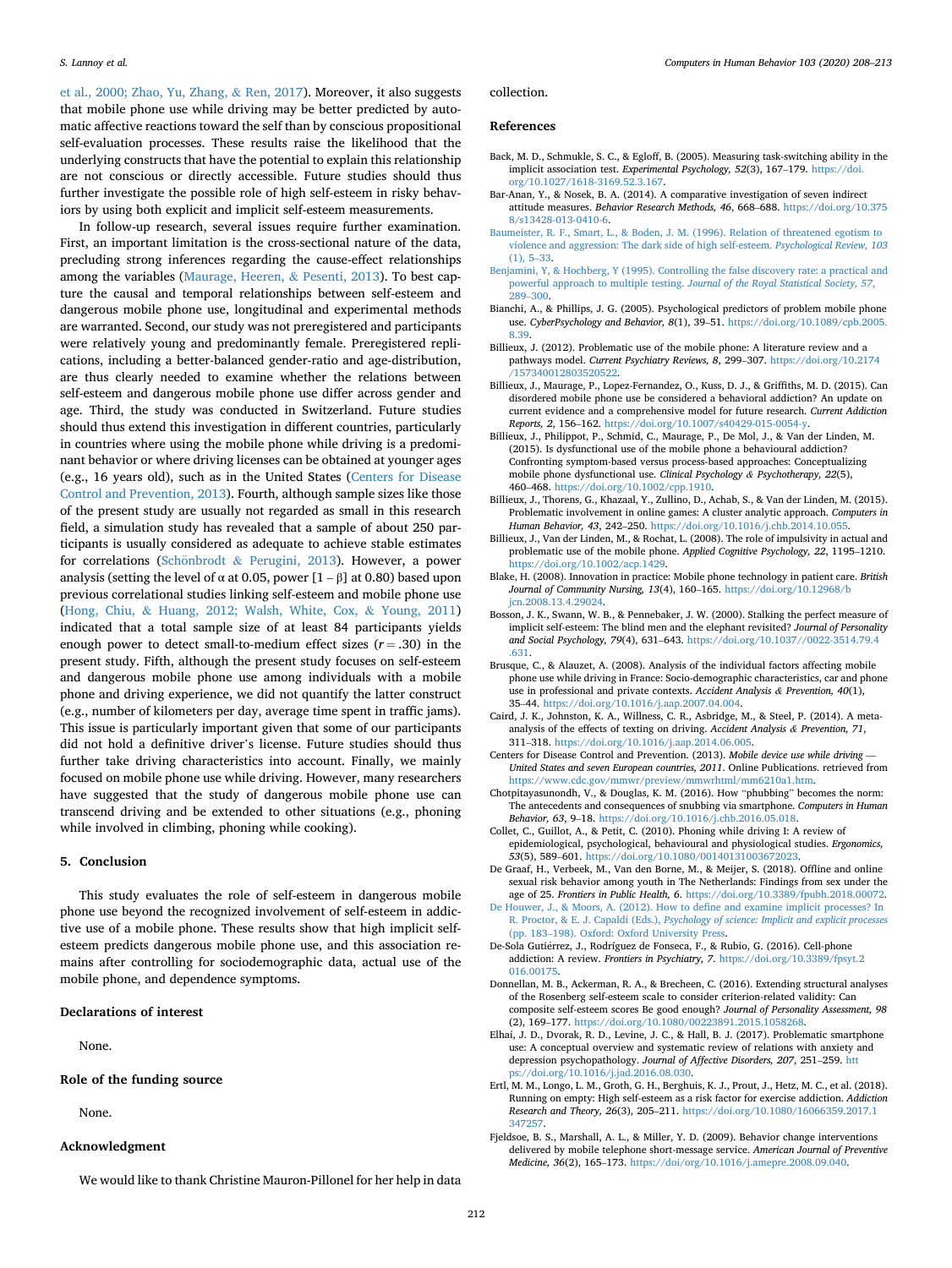et al., 2000; Zhao, Yu, Zhang, & Ren, 2017). Moreover, it also suggests that mobile phone use while driving may be better predicted by automatic affective reactions toward the self than by conscious propositional self-evaluation processes. These results raise the likelihood that the underlying constructs that have the potential to explain this relationship are not conscious or directly accessible. Future studies should thus further investigate the possible role of high self-esteem in risky behaviors by using both explicit and implicit self-esteem measurements.

In follow-up research, several issues require further examination. First, an important limitation is the cross-sectional nature of the data, precluding strong inferences regarding the cause-effect relationships among the variables (Maurage, Heeren, & Pesenti, 2013). To best capture the causal and temporal relationships between self-esteem and dangerous mobile phone use, longitudinal and experimental methods are warranted. Second, our study was not preregistered and participants were relatively young and predominantly female. Preregistered replications, including a better-balanced gender-ratio and age-distribution, are thus clearly needed to examine whether the relations between self-esteem and dangerous mobile phone use differ across gender and age. Third, the study was conducted in Switzerland. Future studies should thus extend this investigation in different countries, particularly in countries where using the mobile phone while driving is a predominant behavior or where driving licenses can be obtained at younger ages (e.g., 16 years old), such as in the United States (Centers for Disease Control and Prevention, 2013). Fourth, although sample sizes like those of the present study are usually not regarded as small in this research field, a simulation study has revealed that a sample of about 250 participants is usually considered as adequate to achieve stable estimates for correlations (Schönbrodt & Perugini, 2013). However, a power analysis (setting the level of α at 0.05, power [1 – β] at 0.80) based upon previous correlational studies linking self-esteem and mobile phone use (Hong, Chiu, & Huang, 2012; Walsh, White, Cox, & Young, 2011) indicated that a total sample size of at least 84 participants yields enough power to detect small-to-medium effect sizes ($r = .30$) in the present study. Fifth, although the present study focuses on self-esteem and dangerous mobile phone use among individuals with a mobile phone and driving experience, we did not quantify the latter construct (e.g., number of kilometers per day, average time spent in traffic jams). This issue is particularly important given that some of our participants did not hold a definitive driver's license. Future studies should thus further take driving characteristics into account. Finally, we mainly focused on mobile phone use while driving. However, many researchers have suggested that the study of dangerous mobile phone use can transcend driving and be extended to other situations (e.g., phoning while involved in climbing, phoning while cooking).

## 5. Conclusion

This study evaluates the role of self-esteem in dangerous mobile phone use beyond the recognized involvement of self-esteem in addictive use of a mobile phone. These results show that high implicit self-esteem predicts dangerous mobile phone use, and this association remains after controlling for sociodemographic data, actual use of the mobile phone, and dependence symptoms.

## Declarations of interest

None.

## Role of the funding source

None.

## Acknowledgment

We would like to thank Christine Mauron-Pillonel for her help in data collection.

## References

Back, M. D., Schmukle, S. C., & Egloff, B. (2005). Measuring task-switching ability in the implicit association test. *Experimental Psychology, 52*(3), 167–179. https://doi.org/10.1027/1618-3169.52.3.167.

Bar-Anan, Y., & Nosek, B. A. (2014). A comparative investigation of seven indirect attitude measures. *Behavior Research Methods, 46*, 668–688. https://doi.org/10.3758/s13428-013-0410-6.

Baumeister, R. F., Smart, L., & Boden, J. M. (1996). Relation of threatened egotism to violence and aggression: The dark side of high self-esteem. *Psychological Review, 103*(1), 5–33.

Benjamini, Y, & Hochberg, Y (1995). Controlling the false discovery rate: a practical and powerful approach to multiple testing. *Journal of the Royal Statistical Society, 57*, 289–300.

Bianchi, A., & Phillips, J. G. (2005). Psychological predictors of problem mobile phone use. *CyberPsychology and Behavior, 8*(1), 39–51. https://doi.org/10.1089/cpb.2005.8.39.

Billieux, J. (2012). Problematic use of the mobile phone: A literature review and a pathways model. *Current Psychiatry Reviews, 8*, 299–307. https://doi.org/10.2174/157340012803520522.

Billieux, J., Maurage, P., Lopez-Fernandez, O., Kuss, D. J., & Griffiths, M. D. (2015). Can disordered mobile phone use be considered a behavioral addiction? An update on current evidence and a comprehensive model for future research. *Current Addiction Reports, 2*, 156–162. https://doi.org/10.1007/s40429-015-0054-y.

Billieux, J., Philippot, P., Schmid, C., Maurage, P., De Mol, J., & Van der Linden, M. (2015). Is dysfunctional use of the mobile phone a behavioural addiction? Confronting symptom-based versus process-based approaches: Conceptualizing mobile phone dysfunctional use. *Clinical Psychology & Psychotherapy, 22*(5), 460–468. https://doi.org/10.1002/cpp.1910.

Billieux, J., Thorens, G., Khazaal, Y., Zullino, D., Achab, S., & Van der Linden, M. (2015). Problematic involvement in online games: A cluster analytic approach. *Computers in Human Behavior, 43*, 242–250. https://doi.org/10.1016/j.chb.2014.10.055.

Billieux, J., Van der Linden, M., & Rochat, L. (2008). The role of impulsivity in actual and problematic use of the mobile phone. *Applied Cognitive Psychology, 22*, 1195–1210. https://doi.org/10.1002/acp.1429.

Blake, H. (2008). Innovation in practice: Mobile phone technology in patient care. *British Journal of Community Nursing, 13*(4), 160–165. https://doi.org/10.12968/bjcn.2008.13.4.29024.

Bosson, J. K., Swann, W. B., & Pennebaker, J. W. (2000). Stalking the perfect measure of implicit self-esteem: The blind men and the elephant revisited? *Journal of Personality and Social Psychology, 79*(4), 631–643. https://doi.org/10.1037//0022-3514.79.4.631.

Brusque, C., & Alauzet, A. (2008). Analysis of the individual factors affecting mobile phone use while driving in France: Socio-demographic characteristics, car and phone use in professional and private contexts. *Accident Analysis & Prevention, 40*(1), 35–44. https://doi.org/10.1016/j.aap.2007.04.004.

Caird, J. K., Johnston, K. A., Willness, C. R., Asbridge, M., & Steel, P. (2014). A meta-analysis of the effects of texting on driving. *Accident Analysis & Prevention, 71*, 311–318. https://doi.org/10.1016/j.aap.2014.06.005.

Centers for Disease Control and Prevention. (2013). *Mobile device use while driving — United States and seven European countries, 2011*. Online Publications. retrieved from https://www.cdc.gov/mmwr/preview/mmwrhtml/mm6210a1.htm.

Chotpitayasunondh, V., & Douglas, K. M. (2016). How "phubbing" becomes the norm: The antecedents and consequences of snubbing via smartphone. *Computers in Human Behavior, 63*, 9–18. https://doi.org/10.1016/j.chb.2016.05.018.

Collet, C., Guillot, A., & Petit, C. (2010). Phoning while driving I: A review of epidemiological, psychological, behavioural and physiological studies. *Ergonomics, 53*(5), 589–601. https://doi.org/10.1080/00140131003672023.

De Graaf, H., Verbeek, M., Van den Borne, M., & Meijer, S. (2018). Offline and online sexual risk behavior among youth in The Netherlands: Findings from sex under the age of 25. *Frontiers in Public Health, 6*. https://doi.org/10.3389/fpubh.2018.00072.

De Houwer, J., & Moors, A. (2012). How to define and examine implicit processes? In R. Proctor, & E. J. Capaldi (Eds.), *Psychology of science: Implicit and explicit processes* (pp. 183–198). Oxford: Oxford University Press.

De-Sola Gutiérrez, J., Rodríguez de Fonseca, F., & Rubio, G. (2016). Cell-phone addiction: A review. *Frontiers in Psychiatry, 7*. https://doi.org/10.3389/fpsyt.2016.00175.

Donnellan, M. B., Ackerman, R. A., & Brecheen, C. (2016). Extending structural analyses of the Rosenberg self-esteem scale to consider criterion-related validity: Can composite self-esteem scores Be good enough? *Journal of Personality Assessment, 98*(2), 169–177. https://doi.org/10.1080/00223891.2015.1058268.

Elhai, J. D., Dvorak, R. D., Levine, J. C., & Hall, B. J. (2017). Problematic smartphone use: A conceptual overview and systematic review of relations with anxiety and depression psychopathology. *Journal of Affective Disorders, 207*, 251–259. https://doi.org/10.1016/j.jad.2016.08.030.

Ertl, M. M., Longo, L. M., Groth, G. H., Berghuis, K. J., Prout, J., Hetz, M. C., et al. (2018). Running on empty: High self-esteem as a risk factor for exercise addiction. *Addiction Research and Theory, 26*(3), 205–211. https://doi.org/10.1080/16066359.2017.1347257.

Fjeldsoe, B. S., Marshall, A. L., & Miller, Y. D. (2009). Behavior change interventions delivered by mobile telephone short-message service. *American Journal of Preventive Medicine, 36*(2), 165–173. https://doi/org/10.1016/j.amepre.2008.09.040.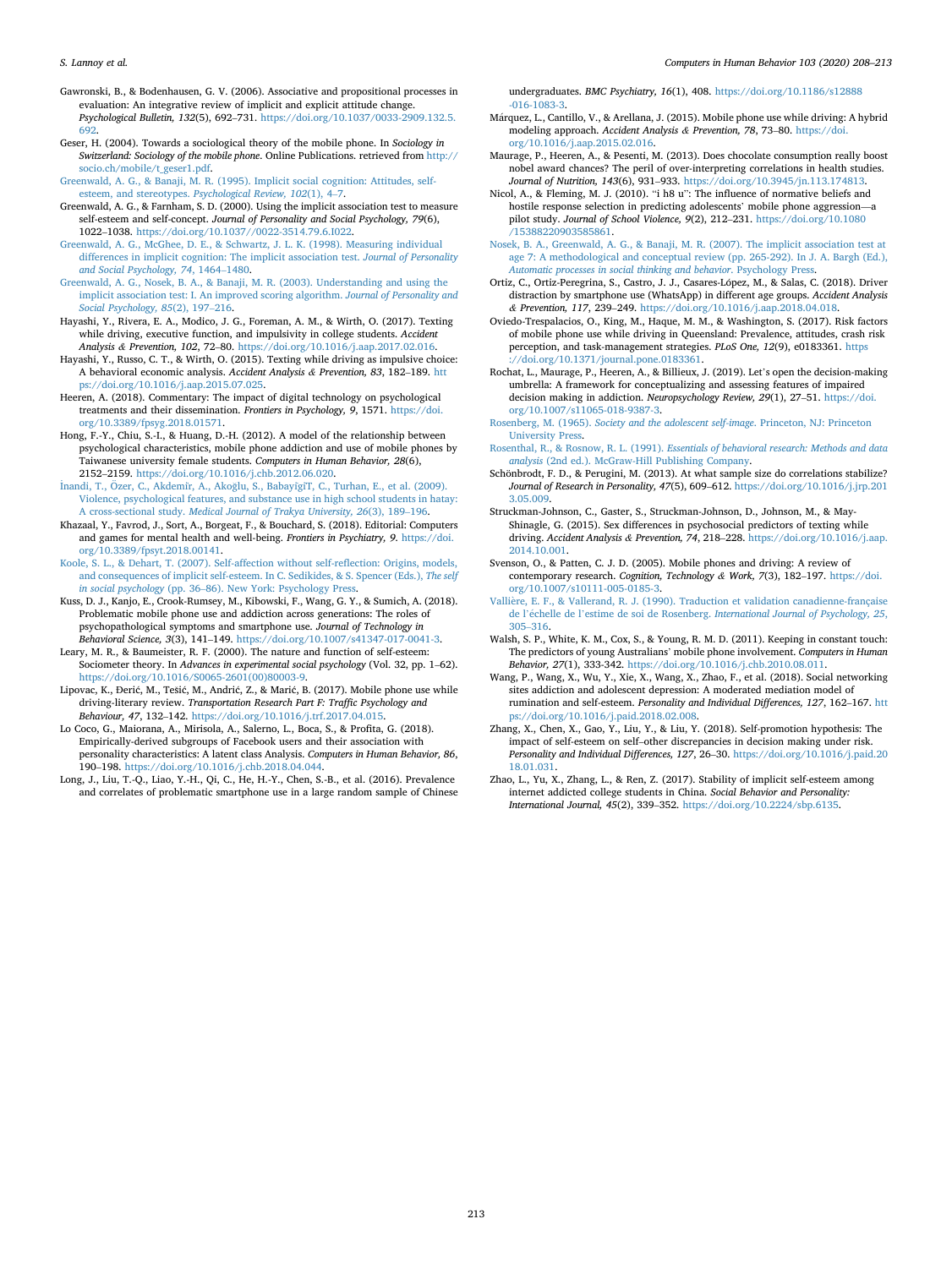Gawronski, B., & Bodenhausen, G. V. (2006). Associative and propositional processes in evaluation: An integrative review of implicit and explicit attitude change. *Psychological Bulletin, 132*(5), 692–731. https://doi.org/10.1037/0033-2909.132.5.692.

Geser, H. (2004). Towards a sociological theory of the mobile phone. In *Sociology in Switzerland: Sociology of the mobile phone*. Online Publications. retrieved from http://socio.ch/mobile/t_geser1.pdf.

Greenwald, A. G., & Banaji, M. R. (1995). Implicit social cognition: Attitudes, self-esteem, and stereotypes. *Psychological Review, 102*(1), 4–7.

Greenwald, A. G., & Farnham, S. D. (2000). Using the implicit association test to measure self-esteem and self-concept. *Journal of Personality and Social Psychology, 79*(6), 1022–1038. https://doi.org/10.1037//0022-3514.79.6.I022.

Greenwald, A. G., McGhee, D. E., & Schwartz, J. L. K. (1998). Measuring individual differences in implicit cognition: The implicit association test. *Journal of Personality and Social Psychology, 74*, 1464–1480.

Greenwald, A. G., Nosek, B. A., & Banaji, M. R. (2003). Understanding and using the implicit association test: I. An improved scoring algorithm. *Journal of Personality and Social Psychology, 85*(2), 197–216.

Hayashi, Y., Rivera, E. A., Modico, J. G., Foreman, A. M., & Wirth, O. (2017). Texting while driving, executive function, and impulsivity in college students. *Accident Analysis & Prevention, 102*, 72–80. https://doi.org/10.1016/j.aap.2017.02.016.

Hayashi, Y., Russo, C. T., & Wirth, O. (2015). Texting while driving as impulsive choice: A behavioral economic analysis. *Accident Analysis & Prevention, 83*, 182–189. https://doi.org/10.1016/j.aap.2015.07.025.

Heeren, A. (2018). Commentary: The impact of digital technology on psychological treatments and their dissemination. *Frontiers in Psychology, 9*, 1571. https://doi.org/10.3389/fpsyg.2018.01571.

Hong, F.-Y., Chiu, S.-I., & Huang, D.-H. (2012). A model of the relationship between psychological characteristics, mobile phone addiction and use of mobile phones by Taiwanese university female students. *Computers in Human Behavior, 28*(6), 2152–2159. https://doi.org/10.1016/j.chb.2012.06.020.

İnandi, T., Özer, C., Akdemir, A., Akoğlu, S., Babayiğit, C., Turhan, E., et al. (2009). Violence, psychological features, and substance use in high school students in hatay: A cross-sectional study. *Medical Journal of Trakya University, 26*(3), 189–196.

Khazaal, Y., Favrod, J., Sort, A., Borgeat, F., & Bouchard, S. (2018). Editorial: Computers and games for mental health and well-being. *Frontiers in Psychiatry, 9*. https://doi.org/10.3389/fpsyt.2018.00141.

Koole, S. L., & Dehart, T. (2007). Self-affection without self-reflection: Origins, models, and consequences of implicit self-esteem. In C. Sedikides, & S. Spencer (Eds.), *The self in social psychology* (pp. 36–86). New York: Psychology Press.

Kuss, D. J., Kanjo, E., Crook-Rumsey, M., Kibowski, F., Wang, G. Y., & Sumich, A. (2018). Problematic mobile phone use and addiction across generations: The roles of psychopathological symptoms and smartphone use. *Journal of Technology in Behavioral Science, 3*(3), 141–149. https://doi.org/10.1007/s41347-017-0041-3.

Leary, M. R., & Baumeister, R. F. (2000). The nature and function of self-esteem: Sociometer theory. In *Advances in experimental social psychology* (Vol. 32, pp. 1–62). https://doi.org/10.1016/S0065-2601(00)80003-9.

Lipovac, K., Đerić, M., Tešić, M., Andrić, Z., & Marić, B. (2017). Mobile phone use while driving-literary review. *Transportation Research Part F: Traffic Psychology and Behaviour, 47*, 132–142. https://doi.org/10.1016/j.trf.2017.04.015.

Lo Coco, G., Maiorana, A., Mirisola, A., Salerno, L., Boca, S., & Profita, G. (2018). Empirically-derived subgroups of Facebook users and their association with personality characteristics: A latent class Analysis. *Computers in Human Behavior, 86*, 190–198. https://doi.org/10.1016/j.chb.2018.04.044.

Long, J., Liu, T.-Q., Liao, Y.-H., Qi, C., He, H.-Y., Chen, S.-B., et al. (2016). Prevalence and correlates of problematic smartphone use in a large random sample of Chinese undergraduates. *BMC Psychiatry, 16*(1), 408. https://doi.org/10.1186/s12888-016-1083-3.

Márquez, L., Cantillo, V., & Arellana, J. (2015). Mobile phone use while driving: A hybrid modeling approach. *Accident Analysis & Prevention, 78*, 73–80. https://doi.org/10.1016/j.aap.2015.02.016.

Maurage, P., Heeren, A., & Pesenti, M. (2013). Does chocolate consumption really boost nobel award chances? The peril of over-interpreting correlations in health studies. *Journal of Nutrition, 143*(6), 931–933. https://doi.org/10.3945/jn.113.174813.

Nicol, A., & Fleming, M. J. (2010). "i h8 u": The influence of normative beliefs and hostile response selection in predicting adolescents' mobile phone aggression—a pilot study. *Journal of School Violence, 9*(2), 212–231. https://doi.org/10.1080/15388220903585861.

Nosek, B. A., Greenwald, A. G., & Banaji, M. R. (2007). The implicit association test at age 7: A methodological and conceptual review (pp. 265-292). In J. A. Bargh (Ed.), *Automatic processes in social thinking and behavior*. Psychology Press.

Ortiz, C., Ortiz-Peregrina, S., Castro, J. J., Casares-López, M., & Salas, C. (2018). Driver distraction by smartphone use (WhatsApp) in different age groups. *Accident Analysis & Prevention, 117*, 239–249. https://doi.org/10.1016/j.aap.2018.04.018.

Oviedo-Trespalacios, O., King, M., Haque, M. M., & Washington, S. (2017). Risk factors of mobile phone use while driving in Queensland: Prevalence, attitudes, crash risk perception, and task-management strategies. *PLoS One, 12*(9), e0183361. https://doi.org/10.1371/journal.pone.0183361.

Rochat, L., Maurage, P., Heeren, A., & Billieux, J. (2019). Let's open the decision-making umbrella: A framework for conceptualizing and assessing features of impaired decision making in addiction. *Neuropsychology Review, 29*(1), 27–51. https://doi.org/10.1007/s11065-018-9387-3.

Rosenberg, M. (1965). *Society and the adolescent self-image*. Princeton, NJ: Princeton University Press.

Rosenthal, R., & Rosnow, R. L. (1991). *Essentials of behavioral research: Methods and data analysis* (2nd ed.). McGraw-Hill Publishing Company.

Schönbrodt, F. D., & Perugini, M. (2013). At what sample size do correlations stabilize? *Journal of Research in Personality, 47*(5), 609–612. https://doi.org/10.1016/j.jrp.2013.05.009.

Struckman-Johnson, C., Gaster, S., Struckman-Johnson, D., Johnson, M., & May-Shinagle, G. (2015). Sex differences in psychosocial predictors of texting while driving. *Accident Analysis & Prevention, 74*, 218–228. https://doi.org/10.1016/j.aap.2014.10.001.

Svenson, O., & Patten, C. J. D. (2005). Mobile phones and driving: A review of contemporary research. *Cognition, Technology & Work, 7*(3), 182–197. https://doi.org/10.1007/s10111-005-0185-3.

Vallière, E. F., & Vallerand, R. J. (1990). Traduction et validation canadienne-française de l'échelle de l'estime de soi de Rosenberg. *International Journal of Psychology, 25*, 305–316.

Walsh, S. P., White, K. M., Cox, S., & Young, R. M. D. (2011). Keeping in constant touch: The predictors of young Australians' mobile phone involvement. *Computers in Human Behavior, 27*(1), 333-342. https://doi.org/10.1016/j.chb.2010.08.011.

Wang, P., Wang, X., Wu, Y., Xie, X., Wang, X., Zhao, F., et al. (2018). Social networking sites addiction and adolescent depression: A moderated mediation model of rumination and self-esteem. *Personality and Individual Differences, 127*, 162–167. https://doi.org/10.1016/j.paid.2018.02.008.

Zhang, X., Chen, X., Gao, Y., Liu, Y., & Liu, Y. (2018). Self-promotion hypothesis: The impact of self-esteem on self–other discrepancies in decision making under risk. *Personality and Individual Differences, 127*, 26–30. https://doi.org/10.1016/j.paid.2018.01.031.

Zhao, L., Yu, X., Zhang, L., & Ren, Z. (2017). Stability of implicit self-esteem among internet addicted college students in China. *Social Behavior and Personality: International Journal, 45*(2), 339–352. https://doi.org/10.2224/sbp.6135.